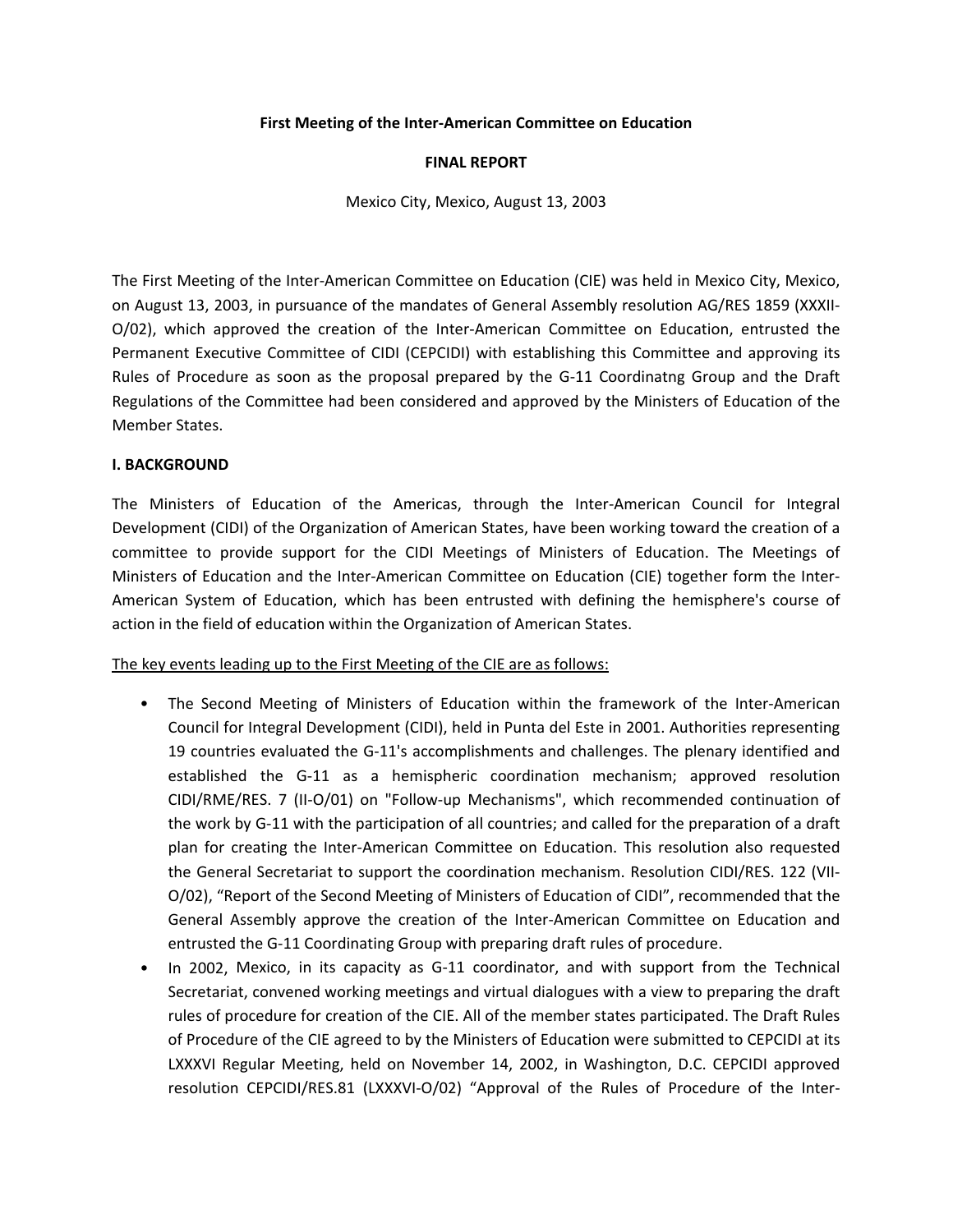**First Meeting of the Inter-American Committee on Education**

**FINAL REPORT**

Mexico City, Mexico, August 13, 2003

The First Meeting of the Inter-American Committee on Education (CIE) was held in Mexico City, Mexico, on August 13, 2003, in pursuance of the mandates of General Assembly resolution AG/RES 1859 (XXXII-O/02), which approved the creation of the Inter-American Committee on Education, entrusted the Permanent Executive Committee of CIDI (CEPCIDI) with establishing this Committee and approving its Rules of Procedure as soon as the proposal prepared by the G-11 Coordinatng Group and the Draft Regulations of the Committee had been considered and approved by the Ministers of Education of the Member States.

**I. BACKGROUND**

The Ministers of Education of the Americas, through the Inter-American Council for Integral Development (CIDI) of the Organization of American States, have been working toward the creation of a committee to provide support for the CIDI Meetings of Ministers of Education. The Meetings of Ministers of Education and the Inter-American Committee on Education (CIE) together form the Inter-American System of Education, which has been entrusted with defining the hemisphere's course of action in the field of education within the Organization of American States.

<u>The key events leading up to the First Meeting of the CIE are as follows:</u>

- The Second Meeting of Ministers of Education within the framework of the Inter-American Council for Integral Development (CIDI), held in Punta del Este in 2001. Authorities representing 19 countries evaluated the G-11's accomplishments and challenges. The plenary identified and established the G-11 as a hemispheric coordination mechanism; approved resolution CIDI/RME/RES. 7 (II-O/01) on "Follow-up Mechanisms", which recommended continuation of the work by G-11 with the participation of all countries; and called for the preparation of a draft plan for creating the Inter-American Committee on Education. This resolution also requested the General Secretariat to support the coordination mechanism. Resolution CIDI/RES. 122 (VII-O/02), "Report of the Second Meeting of Ministers of Education of CIDI", recommended that the General Assembly approve the creation of the Inter-American Committee on Education and entrusted the G-11 Coordinating Group with preparing draft rules of procedure.
- In 2002, Mexico, in its capacity as G-11 coordinator, and with support from the Technical Secretariat, convened working meetings and virtual dialogues with a view to preparing the draft rules of procedure for creation of the CIE. All of the member states participated. The Draft Rules of Procedure of the CIE agreed to by the Ministers of Education were submitted to CEPCIDI at its LXXXVI Regular Meeting, held on November 14, 2002, in Washington, D.C. CEPCIDI approved resolution CEPCIDI/RES.81 (LXXXVI-O/02) "Approval of the Rules of Procedure of the Inter-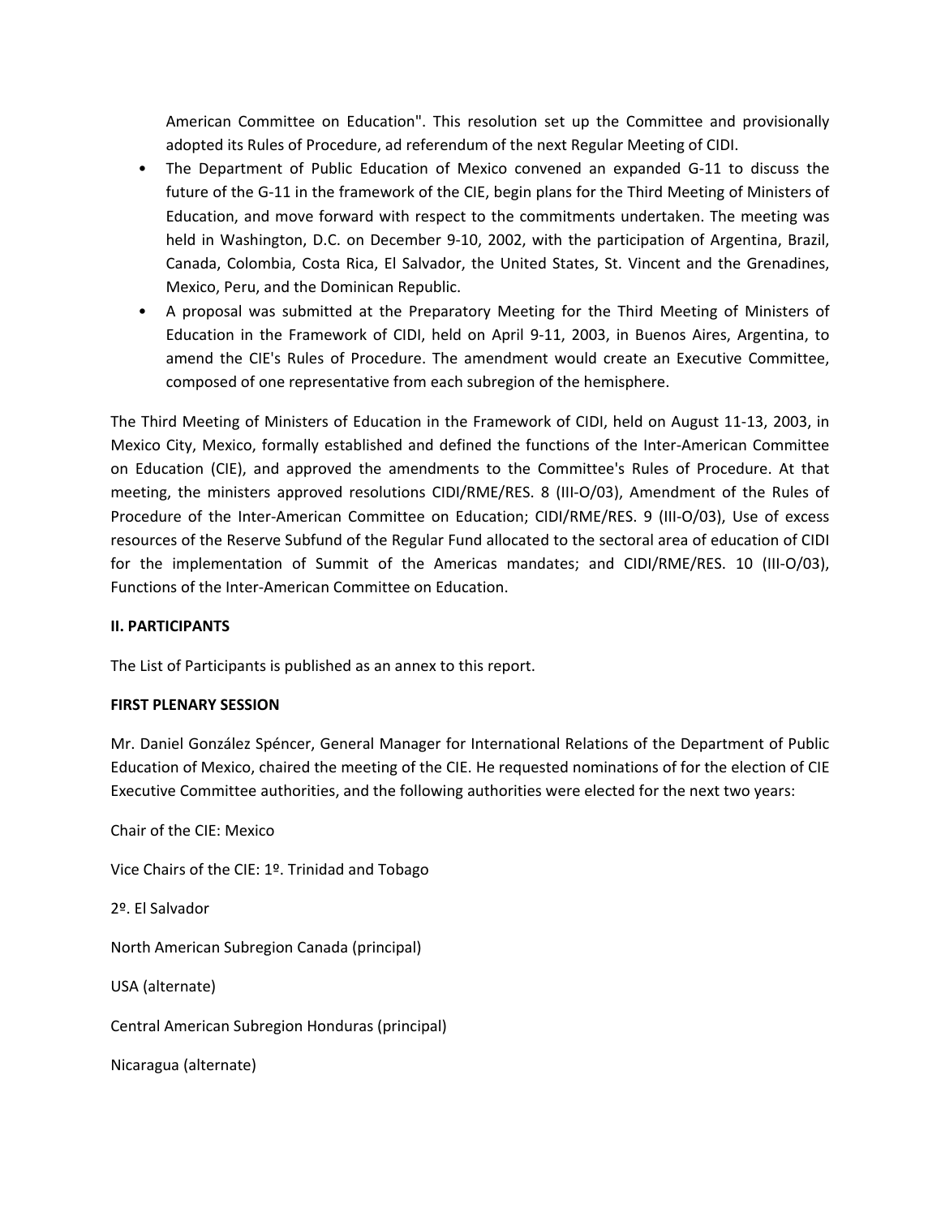American Committee on Education". This resolution set up the Committee and provisionally adopted its Rules of Procedure, ad referendum of the next Regular Meeting of CIDI.

- The Department of Public Education of Mexico convened an expanded G-11 to discuss the future of the G-11 in the framework of the CIE, begin plans for the Third Meeting of Ministers of Education, and move forward with respect to the commitments undertaken. The meeting was held in Washington, D.C. on December 9-10, 2002, with the participation of Argentina, Brazil, Canada, Colombia, Costa Rica, El Salvador, the United States, St. Vincent and the Grenadines, Mexico, Peru, and the Dominican Republic.
- A proposal was submitted at the Preparatory Meeting for the Third Meeting of Ministers of Education in the Framework of CIDI, held on April 9-11, 2003, in Buenos Aires, Argentina, to amend the CIE's Rules of Procedure. The amendment would create an Executive Committee, composed of one representative from each subregion of the hemisphere.

The Third Meeting of Ministers of Education in the Framework of CIDI, held on August 11-13, 2003, in Mexico City, Mexico, formally established and defined the functions of the Inter-American Committee on Education (CIE), and approved the amendments to the Committee's Rules of Procedure. At that meeting, the ministers approved resolutions CIDI/RME/RES. 8 (III-O/03), Amendment of the Rules of Procedure of the Inter-American Committee on Education; CIDI/RME/RES. 9 (III-O/03), Use of excess resources of the Reserve Subfund of the Regular Fund allocated to the sectoral area of education of CIDI for the implementation of Summit of the Americas mandates; and CIDI/RME/RES. 10 (III-O/03), Functions of the Inter-American Committee on Education.

**II. PARTICIPANTS**

The List of Participants is published as an annex to this report.

**FIRST PLENARY SESSION**

Mr. Daniel González Spéncer, General Manager for International Relations of the Department of Public Education of Mexico, chaired the meeting of the CIE. He requested nominations of for the election of CIE Executive Committee authorities, and the following authorities were elected for the next two years:

Chair of the CIE: Mexico

Vice Chairs of the CIE: 1º. Trinidad and Tobago

2º. El Salvador

North American Subregion Canada (principal)

USA (alternate)

Central American Subregion Honduras (principal)

Nicaragua (alternate)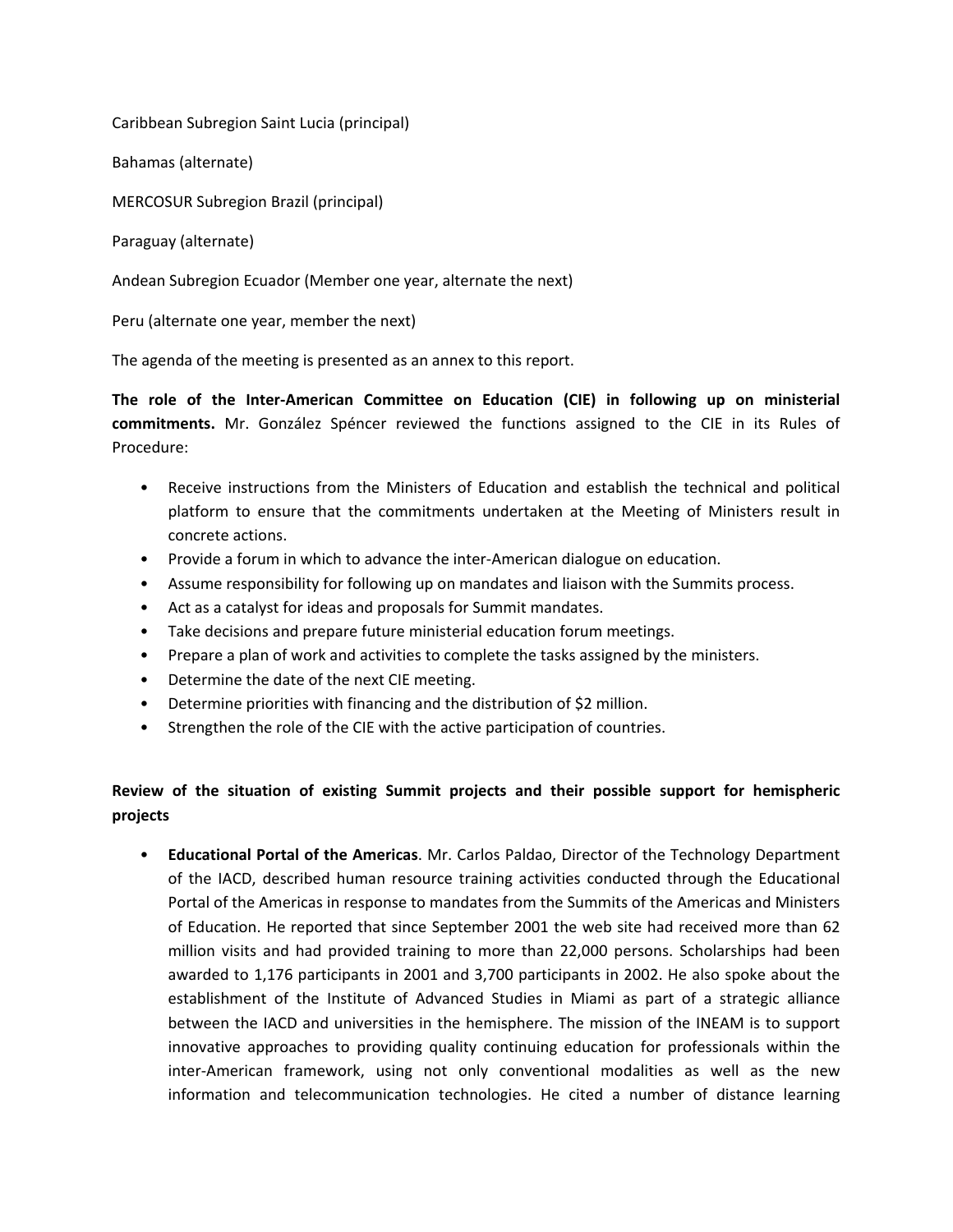Caribbean Subregion Saint Lucia (principal)

Bahamas (alternate)

MERCOSUR Subregion Brazil (principal)

Paraguay (alternate)

Andean Subregion Ecuador (Member one year, alternate the next)

Peru (alternate one year, member the next)

The agenda of the meeting is presented as an annex to this report.

**The role of the Inter-American Committee on Education (CIE) in following up on ministerial commitments.** Mr. González Spéncer reviewed the functions assigned to the CIE in its Rules of Procedure:

- Receive instructions from the Ministers of Education and establish the technical and political platform to ensure that the commitments undertaken at the Meeting of Ministers result in concrete actions.
- Provide a forum in which to advance the inter-American dialogue on education.
- Assume responsibility for following up on mandates and liaison with the Summits process.
- Act as a catalyst for ideas and proposals for Summit mandates.
- Take decisions and prepare future ministerial education forum meetings.
- Prepare a plan of work and activities to complete the tasks assigned by the ministers.
- Determine the date of the next CIE meeting.
- Determine priorities with financing and the distribution of $2 million.
- Strengthen the role of the CIE with the active participation of countries.

**Review of the situation of existing Summit projects and their possible support for hemispheric projects**

- **Educational Portal of the Americas**. Mr. Carlos Paldao, Director of the Technology Department of the IACD, described human resource training activities conducted through the Educational Portal of the Americas in response to mandates from the Summits of the Americas and Ministers of Education. He reported that since September 2001 the web site had received more than 62 million visits and had provided training to more than 22,000 persons. Scholarships had been awarded to 1,176 participants in 2001 and 3,700 participants in 2002. He also spoke about the establishment of the Institute of Advanced Studies in Miami as part of a strategic alliance between the IACD and universities in the hemisphere. The mission of the INEAM is to support innovative approaches to providing quality continuing education for professionals within the inter-American framework, using not only conventional modalities as well as the new information and telecommunication technologies. He cited a number of distance learning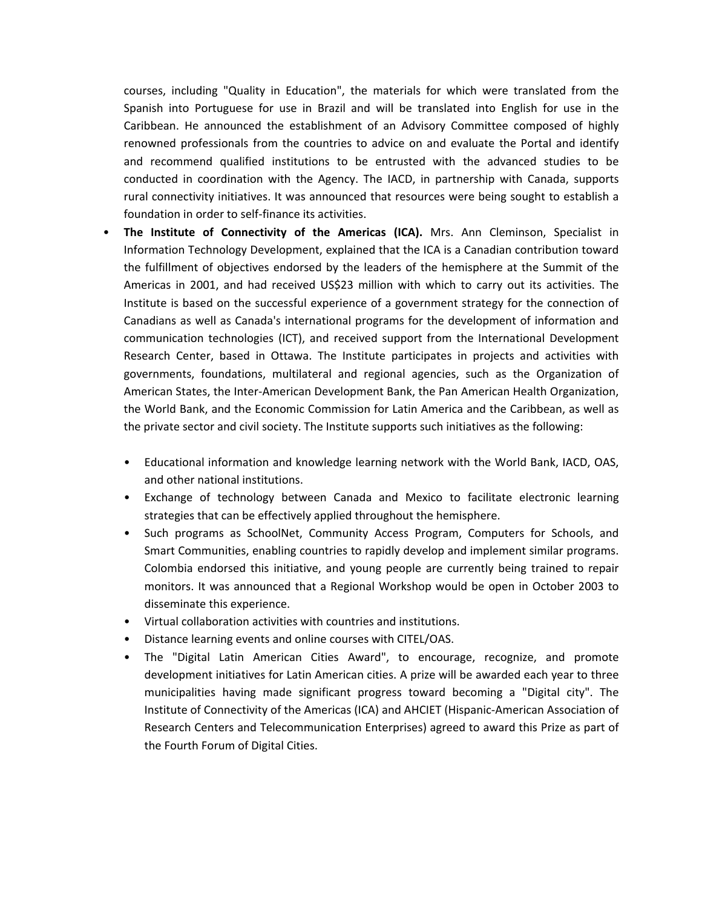courses, including "Quality in Education", the materials for which were translated from the Spanish into Portuguese for use in Brazil and will be translated into English for use in the Caribbean. He announced the establishment of an Advisory Committee composed of highly renowned professionals from the countries to advice on and evaluate the Portal and identify and recommend qualified institutions to be entrusted with the advanced studies to be conducted in coordination with the Agency. The IACD, in partnership with Canada, supports rural connectivity initiatives. It was announced that resources were being sought to establish a foundation in order to self-finance its activities.

- **The Institute of Connectivity of the Americas (ICA).** Mrs. Ann Cleminson, Specialist in Information Technology Development, explained that the ICA is a Canadian contribution toward the fulfillment of objectives endorsed by the leaders of the hemisphere at the Summit of the Americas in 2001, and had received US$23 million with which to carry out its activities. The Institute is based on the successful experience of a government strategy for the connection of Canadians as well as Canada's international programs for the development of information and communication technologies (ICT), and received support from the International Development Research Center, based in Ottawa. The Institute participates in projects and activities with governments, foundations, multilateral and regional agencies, such as the Organization of American States, the Inter-American Development Bank, the Pan American Health Organization, the World Bank, and the Economic Commission for Latin America and the Caribbean, as well as the private sector and civil society. The Institute supports such initiatives as the following:

  - Educational information and knowledge learning network with the World Bank, IACD, OAS, and other national institutions.
  - Exchange of technology between Canada and Mexico to facilitate electronic learning strategies that can be effectively applied throughout the hemisphere.
  - Such programs as SchoolNet, Community Access Program, Computers for Schools, and Smart Communities, enabling countries to rapidly develop and implement similar programs. Colombia endorsed this initiative, and young people are currently being trained to repair monitors. It was announced that a Regional Workshop would be open in October 2003 to disseminate this experience.
  - Virtual collaboration activities with countries and institutions.
  - Distance learning events and online courses with CITEL/OAS.
  - The "Digital Latin American Cities Award", to encourage, recognize, and promote development initiatives for Latin American cities. A prize will be awarded each year to three municipalities having made significant progress toward becoming a "Digital city". The Institute of Connectivity of the Americas (ICA) and AHCIET (Hispanic-American Association of Research Centers and Telecommunication Enterprises) agreed to award this Prize as part of the Fourth Forum of Digital Cities.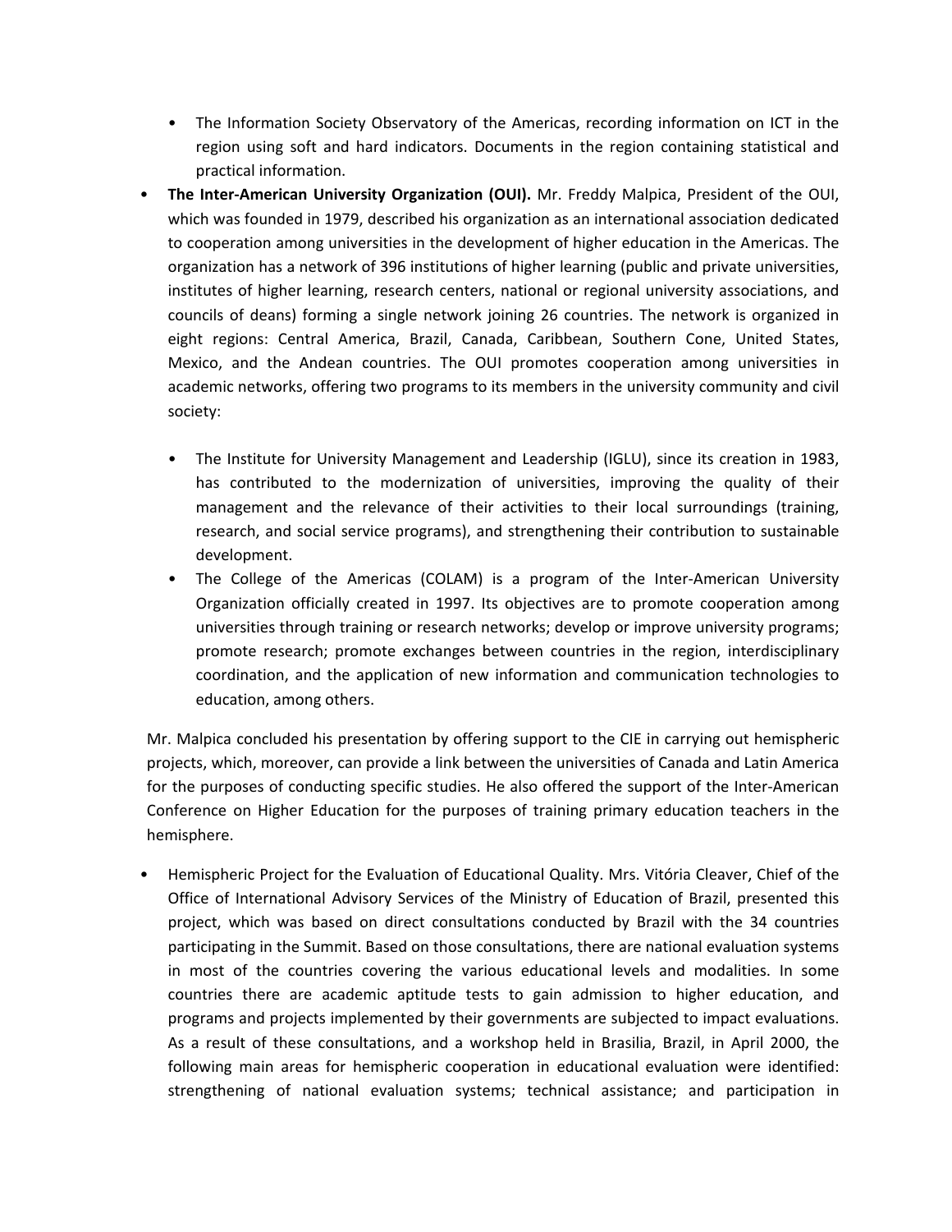- The Information Society Observatory of the Americas, recording information on ICT in the region using soft and hard indicators. Documents in the region containing statistical and practical information.

- **The Inter-American University Organization (OUI).** Mr. Freddy Malpica, President of the OUI, which was founded in 1979, described his organization as an international association dedicated to cooperation among universities in the development of higher education in the Americas. The organization has a network of 396 institutions of higher learning (public and private universities, institutes of higher learning, research centers, national or regional university associations, and councils of deans) forming a single network joining 26 countries. The network is organized in eight regions: Central America, Brazil, Canada, Caribbean, Southern Cone, United States, Mexico, and the Andean countries. The OUI promotes cooperation among universities in academic networks, offering two programs to its members in the university community and civil society:

    - The Institute for University Management and Leadership (IGLU), since its creation in 1983, has contributed to the modernization of universities, improving the quality of their management and the relevance of their activities to their local surroundings (training, research, and social service programs), and strengthening their contribution to sustainable development.
    - The College of the Americas (COLAM) is a program of the Inter-American University Organization officially created in 1997. Its objectives are to promote cooperation among universities through training or research networks; develop or improve university programs; promote research; promote exchanges between countries in the region, interdisciplinary coordination, and the application of new information and communication technologies to education, among others.

  Mr. Malpica concluded his presentation by offering support to the CIE in carrying out hemispheric projects, which, moreover, can provide a link between the universities of Canada and Latin America for the purposes of conducting specific studies. He also offered the support of the Inter-American Conference on Higher Education for the purposes of training primary education teachers in the hemisphere.

- Hemispheric Project for the Evaluation of Educational Quality. Mrs. Vitória Cleaver, Chief of the Office of International Advisory Services of the Ministry of Education of Brazil, presented this project, which was based on direct consultations conducted by Brazil with the 34 countries participating in the Summit. Based on those consultations, there are national evaluation systems in most of the countries covering the various educational levels and modalities. In some countries there are academic aptitude tests to gain admission to higher education, and programs and projects implemented by their governments are subjected to impact evaluations. As a result of these consultations, and a workshop held in Brasilia, Brazil, in April 2000, the following main areas for hemispheric cooperation in educational evaluation were identified: strengthening of national evaluation systems; technical assistance; and participation in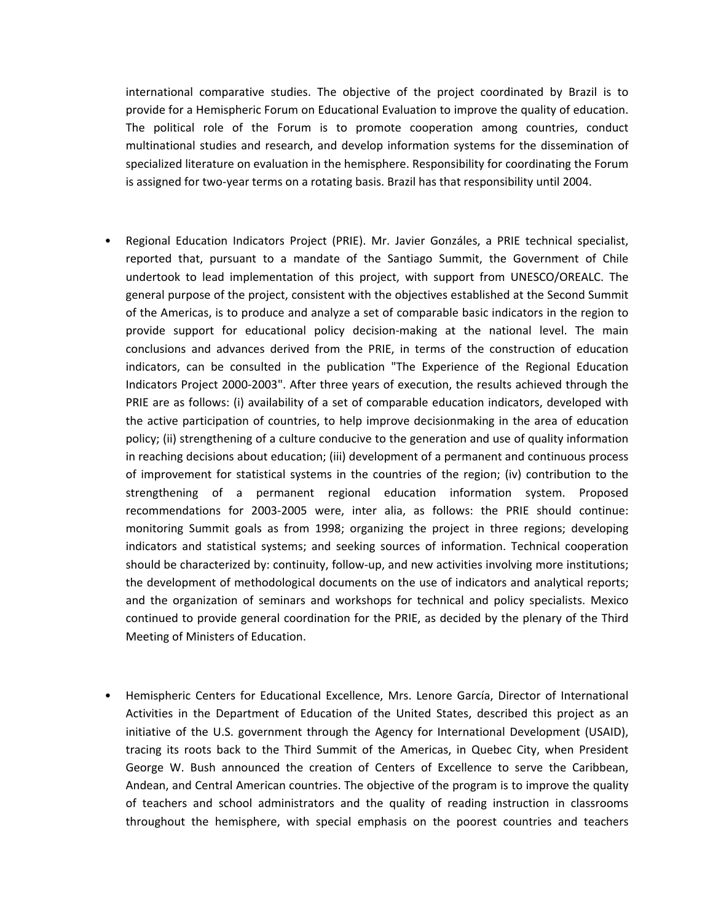international comparative studies. The objective of the project coordinated by Brazil is to provide for a Hemispheric Forum on Educational Evaluation to improve the quality of education. The political role of the Forum is to promote cooperation among countries, conduct multinational studies and research, and develop information systems for the dissemination of specialized literature on evaluation in the hemisphere. Responsibility for coordinating the Forum is assigned for two-year terms on a rotating basis. Brazil has that responsibility until 2004.

- Regional Education Indicators Project (PRIE). Mr. Javier Gonzáles, a PRIE technical specialist, reported that, pursuant to a mandate of the Santiago Summit, the Government of Chile undertook to lead implementation of this project, with support from UNESCO/OREALC. The general purpose of the project, consistent with the objectives established at the Second Summit of the Americas, is to produce and analyze a set of comparable basic indicators in the region to provide support for educational policy decision-making at the national level. The main conclusions and advances derived from the PRIE, in terms of the construction of education indicators, can be consulted in the publication "The Experience of the Regional Education Indicators Project 2000-2003". After three years of execution, the results achieved through the PRIE are as follows: (i) availability of a set of comparable education indicators, developed with the active participation of countries, to help improve decisionmaking in the area of education policy; (ii) strengthening of a culture conducive to the generation and use of quality information in reaching decisions about education; (iii) development of a permanent and continuous process of improvement for statistical systems in the countries of the region; (iv) contribution to the strengthening of a permanent regional education information system. Proposed recommendations for 2003-2005 were, inter alia, as follows: the PRIE should continue: monitoring Summit goals as from 1998; organizing the project in three regions; developing indicators and statistical systems; and seeking sources of information. Technical cooperation should be characterized by: continuity, follow-up, and new activities involving more institutions; the development of methodological documents on the use of indicators and analytical reports; and the organization of seminars and workshops for technical and policy specialists. Mexico continued to provide general coordination for the PRIE, as decided by the plenary of the Third Meeting of Ministers of Education.

- Hemispheric Centers for Educational Excellence, Mrs. Lenore García, Director of International Activities in the Department of Education of the United States, described this project as an initiative of the U.S. government through the Agency for International Development (USAID), tracing its roots back to the Third Summit of the Americas, in Quebec City, when President George W. Bush announced the creation of Centers of Excellence to serve the Caribbean, Andean, and Central American countries. The objective of the program is to improve the quality of teachers and school administrators and the quality of reading instruction in classrooms throughout the hemisphere, with special emphasis on the poorest countries and teachers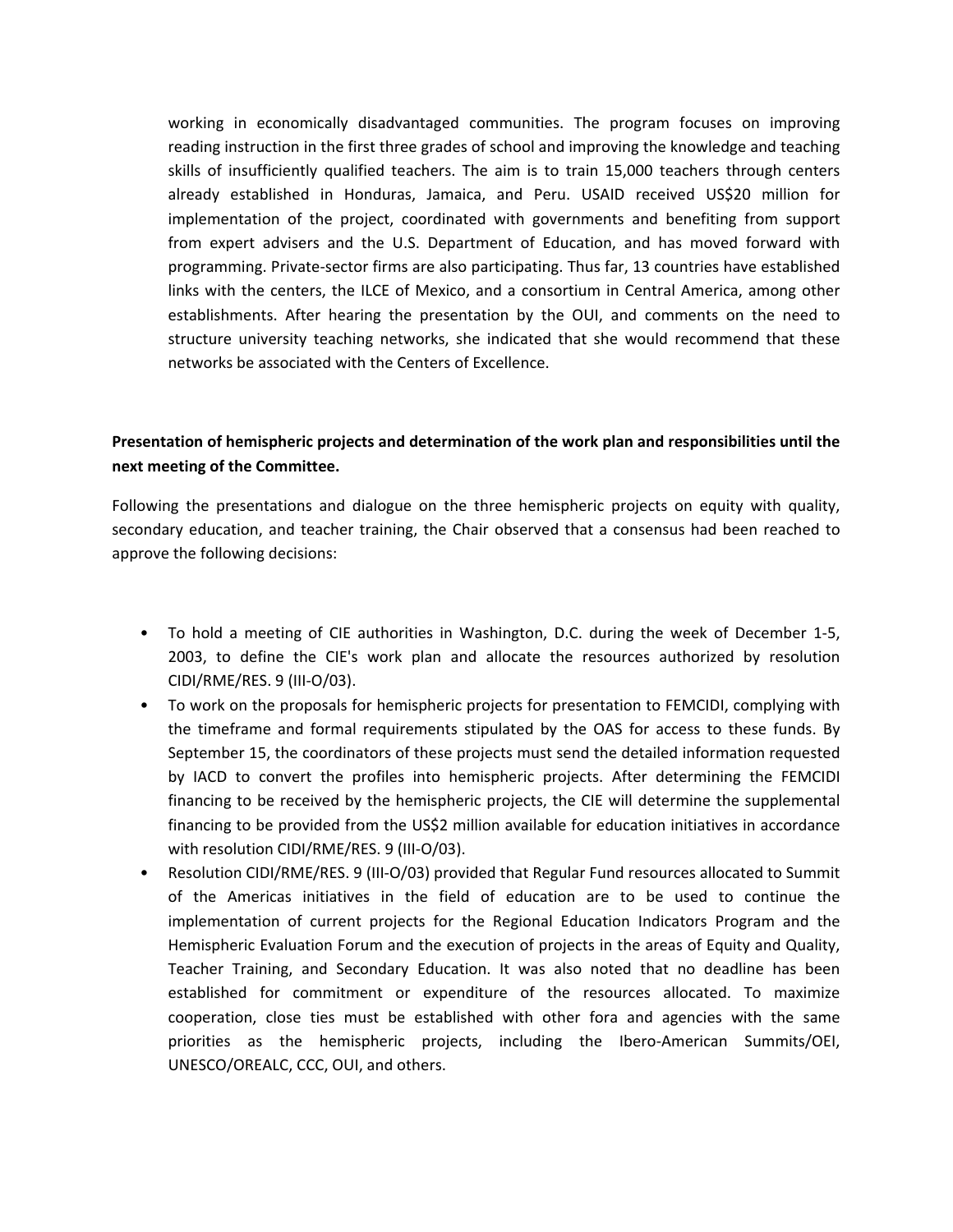working in economically disadvantaged communities. The program focuses on improving reading instruction in the first three grades of school and improving the knowledge and teaching skills of insufficiently qualified teachers. The aim is to train 15,000 teachers through centers already established in Honduras, Jamaica, and Peru. USAID received US$20 million for implementation of the project, coordinated with governments and benefiting from support from expert advisers and the U.S. Department of Education, and has moved forward with programming. Private-sector firms are also participating. Thus far, 13 countries have established links with the centers, the ILCE of Mexico, and a consortium in Central America, among other establishments. After hearing the presentation by the OUI, and comments on the need to structure university teaching networks, she indicated that she would recommend that these networks be associated with the Centers of Excellence.

**Presentation of hemispheric projects and determination of the work plan and responsibilities until the next meeting of the Committee.**

Following the presentations and dialogue on the three hemispheric projects on equity with quality, secondary education, and teacher training, the Chair observed that a consensus had been reached to approve the following decisions:

- To hold a meeting of CIE authorities in Washington, D.C. during the week of December 1-5, 2003, to define the CIE's work plan and allocate the resources authorized by resolution CIDI/RME/RES. 9 (III-O/03).
- To work on the proposals for hemispheric projects for presentation to FEMCIDI, complying with the timeframe and formal requirements stipulated by the OAS for access to these funds. By September 15, the coordinators of these projects must send the detailed information requested by IACD to convert the profiles into hemispheric projects. After determining the FEMCIDI financing to be received by the hemispheric projects, the CIE will determine the supplemental financing to be provided from the US$2 million available for education initiatives in accordance with resolution CIDI/RME/RES. 9 (III-O/03).
- Resolution CIDI/RME/RES. 9 (III-O/03) provided that Regular Fund resources allocated to Summit of the Americas initiatives in the field of education are to be used to continue the implementation of current projects for the Regional Education Indicators Program and the Hemispheric Evaluation Forum and the execution of projects in the areas of Equity and Quality, Teacher Training, and Secondary Education. It was also noted that no deadline has been established for commitment or expenditure of the resources allocated. To maximize cooperation, close ties must be established with other fora and agencies with the same priorities as the hemispheric projects, including the Ibero-American Summits/OEI, UNESCO/OREALC, CCC, OUI, and others.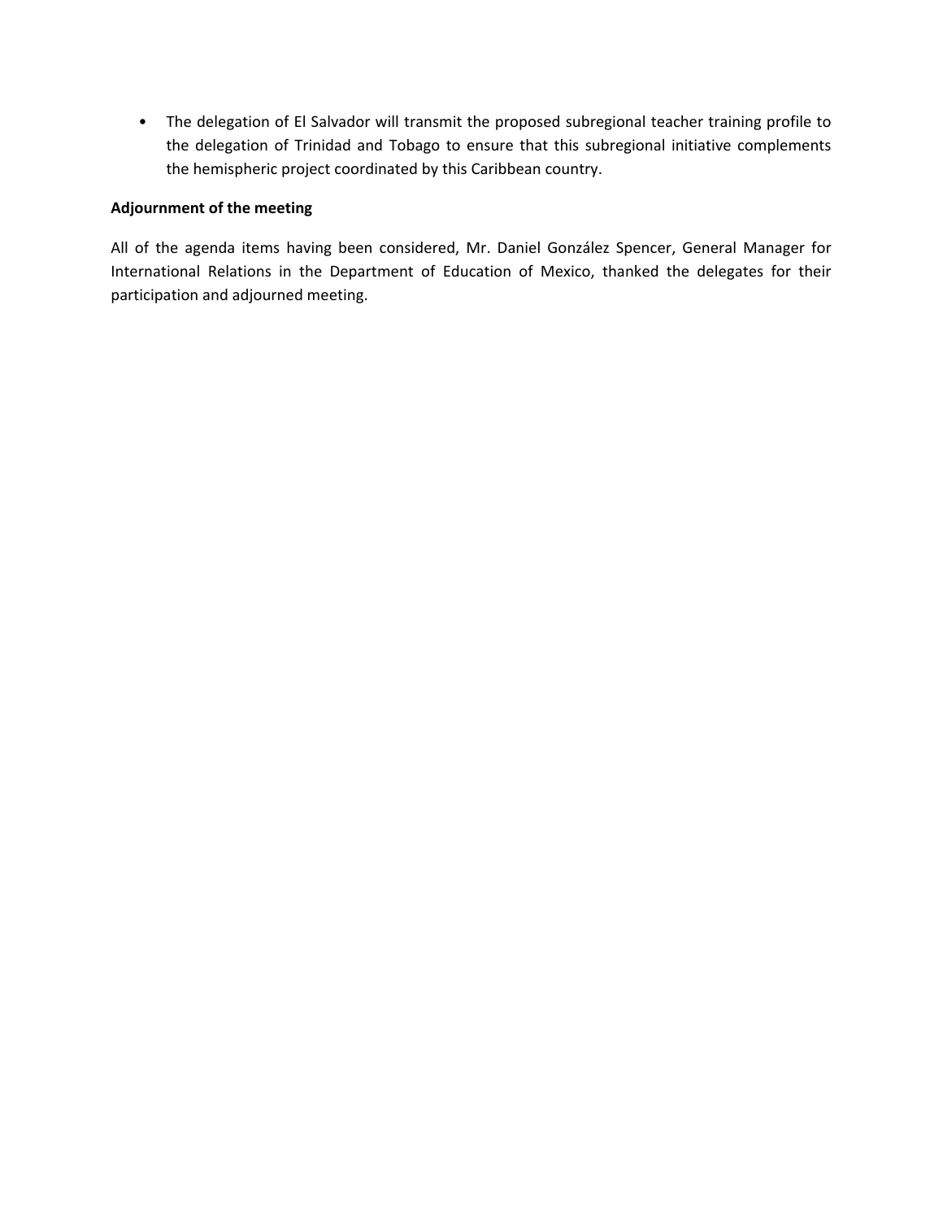- The delegation of El Salvador will transmit the proposed subregional teacher training profile to the delegation of Trinidad and Tobago to ensure that this subregional initiative complements the hemispheric project coordinated by this Caribbean country.

**Adjournment of the meeting**

All of the agenda items having been considered, Mr. Daniel González Spencer, General Manager for International Relations in the Department of Education of Mexico, thanked the delegates for their participation and adjourned meeting.